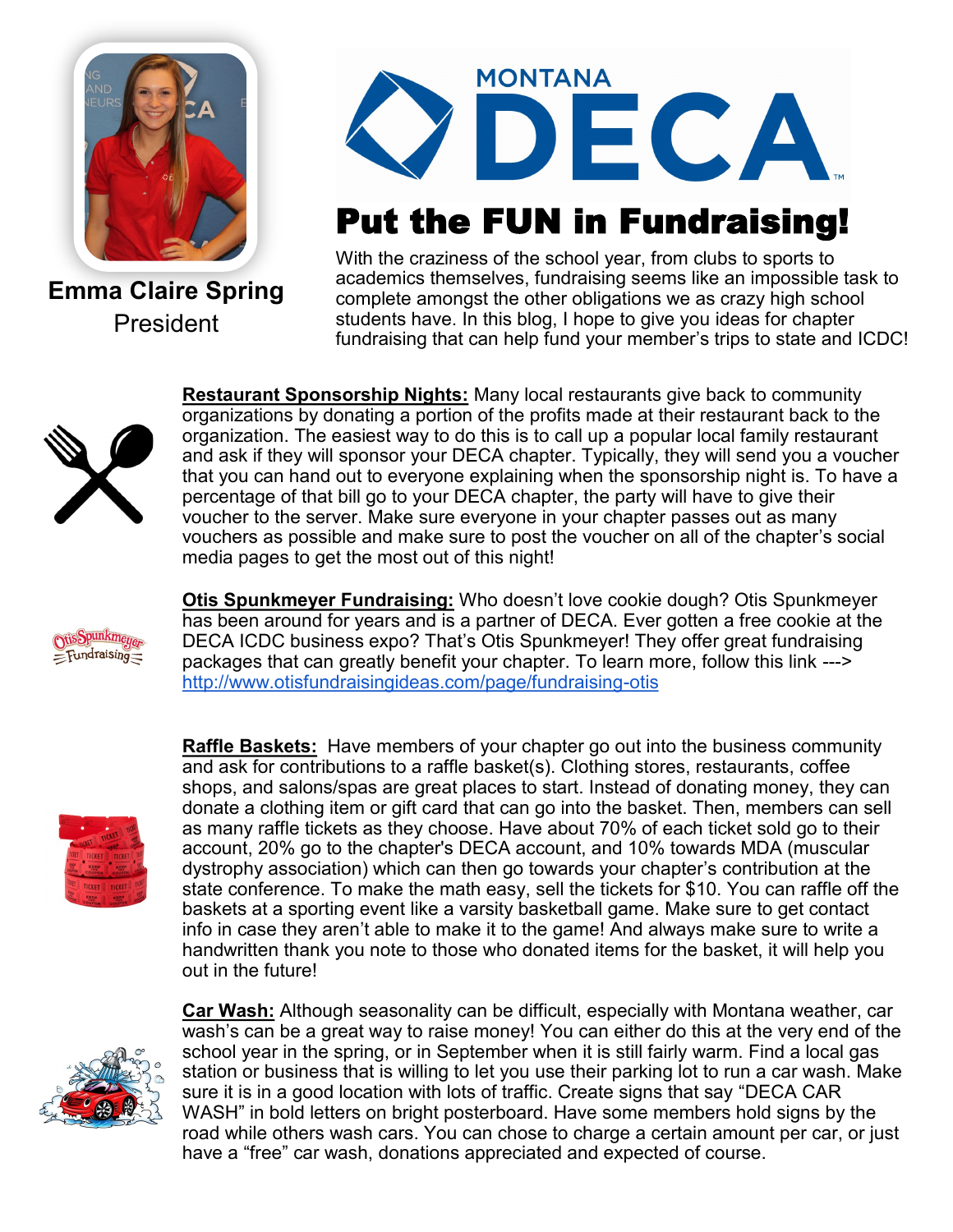**Emma Claire Spring**
President

# MONTANA DECA

## Put the FUN in Fundraising!

With the craziness of the school year, from clubs to sports to academics themselves, fundraising seems like an impossible task to complete amongst the other obligations we as crazy high school students have. In this blog, I hope to give you ideas for chapter fundraising that can help fund your member's trips to state and ICDC!

**Restaurant Sponsorship Nights:** Many local restaurants give back to community organizations by donating a portion of the profits made at their restaurant back to the organization. The easiest way to do this is to call up a popular local family restaurant and ask if they will sponsor your DECA chapter. Typically, they will send you a voucher that you can hand out to everyone explaining when the sponsorship night is. To have a percentage of that bill go to your DECA chapter, the party will have to give their voucher to the server. Make sure everyone in your chapter passes out as many vouchers as possible and make sure to post the voucher on all of the chapter's social media pages to get the most out of this night!

**Otis Spunkmeyer Fundraising:** Who doesn't love cookie dough? Otis Spunkmeyer has been around for years and is a partner of DECA. Ever gotten a free cookie at the DECA ICDC business expo? That's Otis Spunkmeyer! They offer great fundraising packages that can greatly benefit your chapter. To learn more, follow this link ---> http://www.otisfundraisingideas.com/page/fundraising-otis

**Raffle Baskets:** Have members of your chapter go out into the business community and ask for contributions to a raffle basket(s). Clothing stores, restaurants, coffee shops, and salons/spas are great places to start. Instead of donating money, they can donate a clothing item or gift card that can go into the basket. Then, members can sell as many raffle tickets as they choose. Have about 70% of each ticket sold go to their account, 20% go to the chapter's DECA account, and 10% towards MDA (muscular dystrophy association) which can then go towards your chapter's contribution at the state conference. To make the math easy, sell the tickets for $10. You can raffle off the baskets at a sporting event like a varsity basketball game. Make sure to get contact info in case they aren't able to make it to the game! And always make sure to write a handwritten thank you note to those who donated items for the basket, it will help you out in the future!

**Car Wash:** Although seasonality can be difficult, especially with Montana weather, car wash's can be a great way to raise money! You can either do this at the very end of the school year in the spring, or in September when it is still fairly warm. Find a local gas station or business that is willing to let you use their parking lot to run a car wash. Make sure it is in a good location with lots of traffic. Create signs that say "DECA CAR WASH" in bold letters on bright posterboard. Have some members hold signs by the road while others wash cars. You can chose to charge a certain amount per car, or just have a "free" car wash, donations appreciated and expected of course.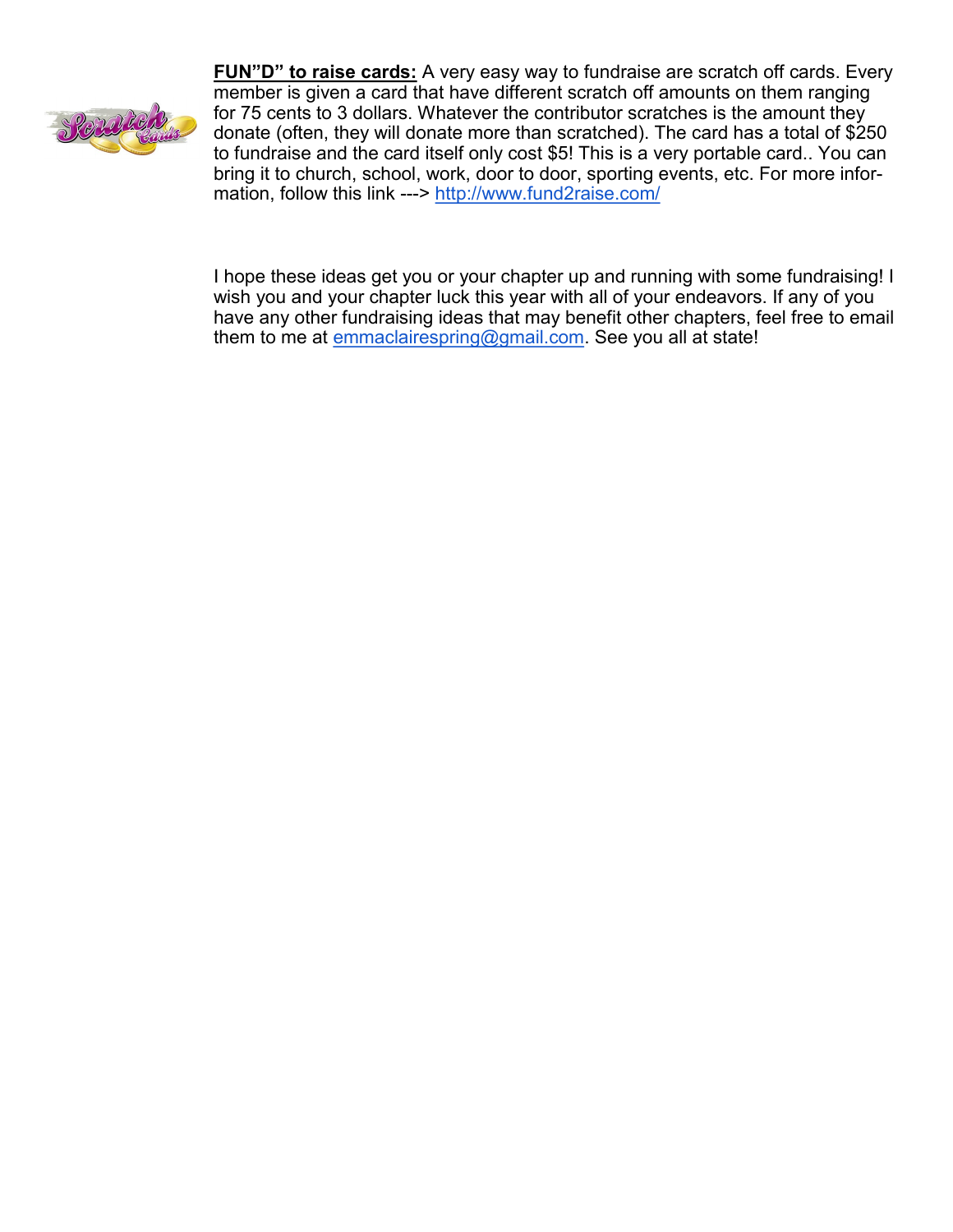**FUN"D" to raise cards:** A very easy way to fundraise are scratch off cards. Every member is given a card that have different scratch off amounts on them ranging for 75 cents to 3 dollars. Whatever the contributor scratches is the amount they donate (often, they will donate more than scratched). The card has a total of $250 to fundraise and the card itself only cost $5! This is a very portable card.. You can bring it to church, school, work, door to door, sporting events, etc. For more information, follow this link ---> http://www.fund2raise.com/

I hope these ideas get you or your chapter up and running with some fundraising! I wish you and your chapter luck this year with all of your endeavors. If any of you have any other fundraising ideas that may benefit other chapters, feel free to email them to me at emmaclairespring@gmail.com. See you all at state!